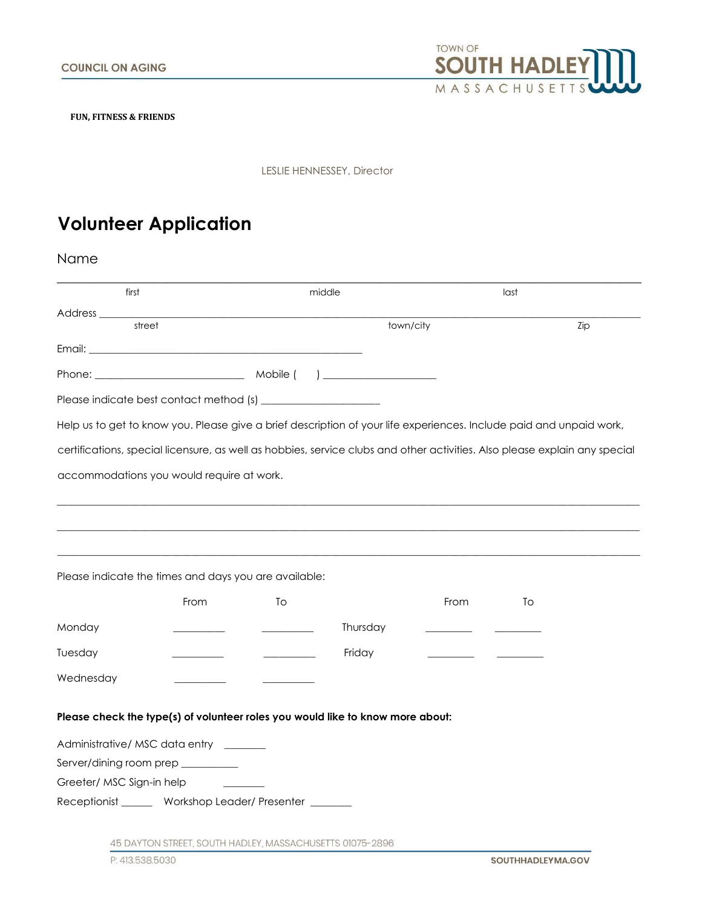COUNCIL ON AGING

TOWN OF SOUTH HADLEY MASSACHUSETTS

**FUN, FITNESS & FRIENDS**

LESLIE HENNESSEY, Director

# Volunteer Application

Name

_______________________________________________________________________________

first middle last

Address _______________________________________________________________________

street town/city Zip

Email: ______________________________________________

Phone: __________________________ Mobile ( ) ____________________

Please indicate best contact method (s) ____________________

Help us to get to know you. Please give a brief description of your life experiences. Include paid and unpaid work, certifications, special licensure, as well as hobbies, service clubs and other activities. Also please explain any special accommodations you would require at work.

_______________________________________________________________________________

_______________________________________________________________________________

_______________________________________________________________________________

Please indicate the times and days you are available:

| | From | To | | From | To |
|---|---|---|---|---|---|
| Monday | ________ | ________ | Thursday | ________ | ________ |
| Tuesday | ________ | ________ | Friday | ________ | ________ |
| Wednesday | ________ | ________ | | | |

**Please check the type(s) of volunteer roles you would like to know more about:**

Administrative/ MSC data entry ________

Server/dining room prep __________

Greeter/ MSC Sign-in help ________

Receptionist ______ Workshop Leader/ Presenter ________

45 DAYTON STREET, SOUTH HADLEY, MASSACHUSETTS 01075-2896

P: 413.538.5030

SOUTHHADLEYMA.GOV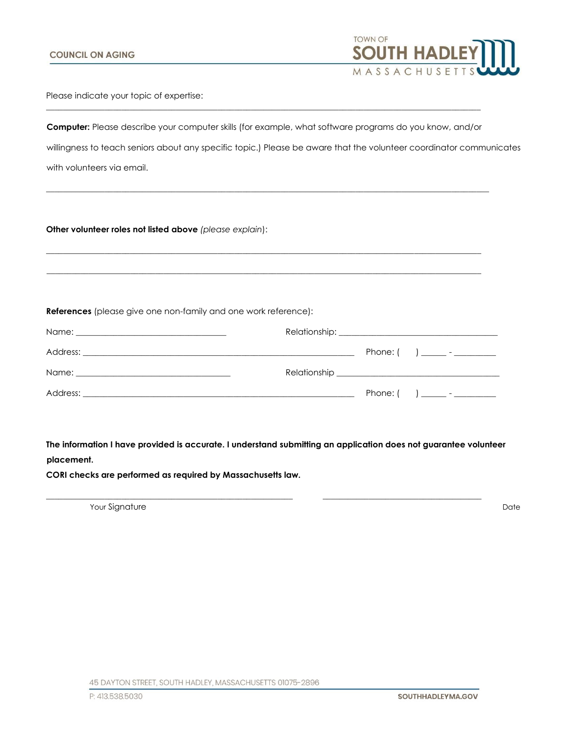Please indicate your topic of expertise:

______________________________________________________________________________________________

**Computer:** Please describe your computer skills (for example, what software programs do you know, and/or willingness to teach seniors about any specific topic.) Please be aware that the volunteer coordinator communicates with volunteers via email.

______________________________________________________________________________________________

**Other volunteer roles not listed above** (*please explain*):

______________________________________________________________________________________________

______________________________________________________________________________________________

**References** (please give one non-family and one work reference):

Name: ___________________________________ Relationship: _____________________________________

Address: _________________________________________________________ Phone: (     ) _____ - _________

Name: ___________________________________ Relationship _____________________________________

Address: _________________________________________________________ Phone: (     ) _____ - _________

**The information I have provided is accurate. I understand submitting an application does not guarantee volunteer placement.**

**CORI checks are performed as required by Massachusetts law.**

_______________________________________________ ______________________________________

Your Signature Date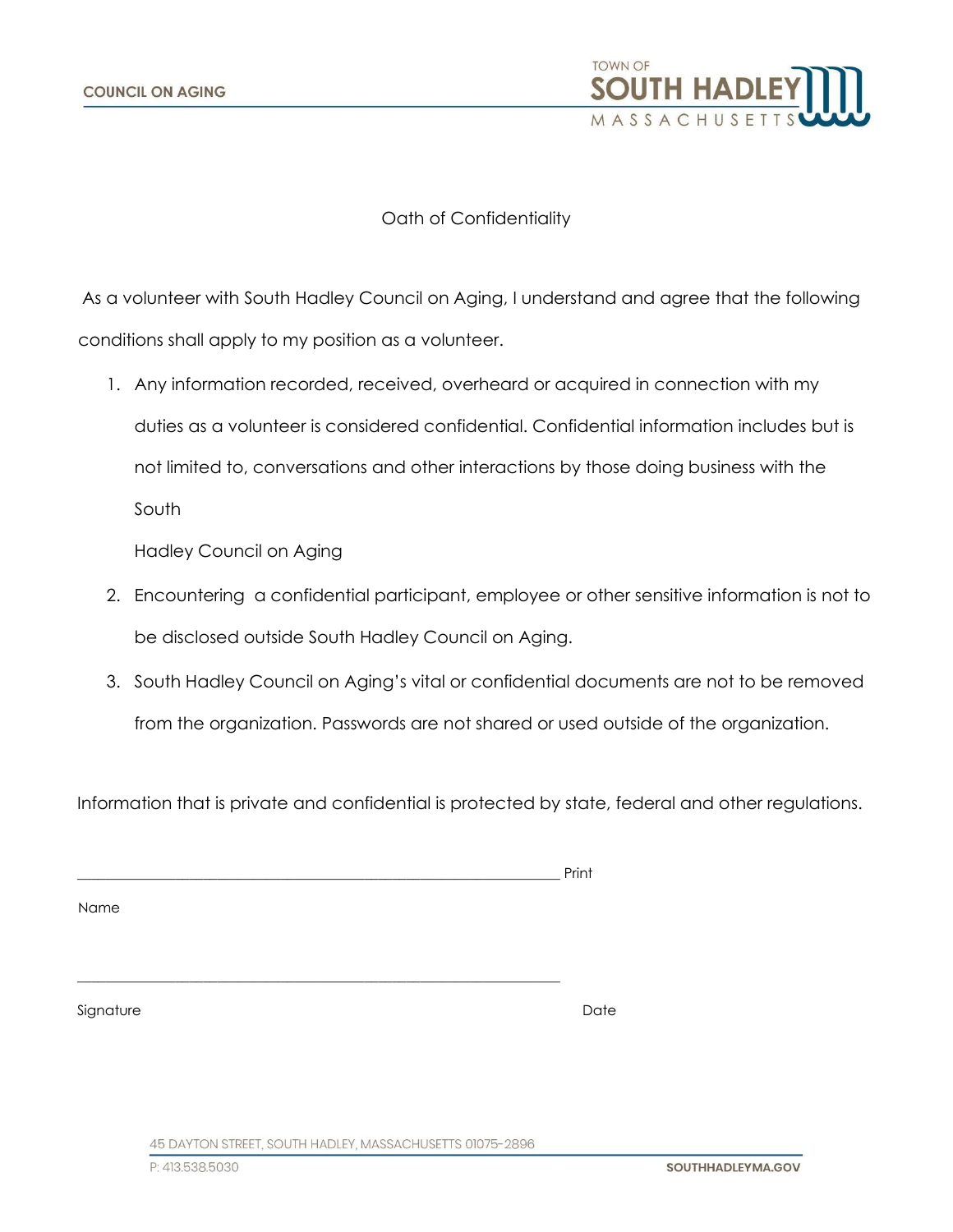COUNCIL ON AGING

TOWN OF SOUTH HADLEY MASSACHUSETTS

# Oath of Confidentiality

As a volunteer with South Hadley Council on Aging, I understand and agree that the following conditions shall apply to my position as a volunteer.

1. Any information recorded, received, overheard or acquired in connection with my duties as a volunteer is considered confidential. Confidential information includes but is not limited to, conversations and other interactions by those doing business with the South Hadley Council on Aging
2. Encountering a confidential participant, employee or other sensitive information is not to be disclosed outside South Hadley Council on Aging.
3. South Hadley Council on Aging's vital or confidential documents are not to be removed from the organization. Passwords are not shared or used outside of the organization.

Information that is private and confidential is protected by state, federal and other regulations.

\_\_\_\_\_\_\_\_\_\_\_\_\_\_\_\_\_\_\_\_\_\_\_\_\_\_\_\_\_\_\_\_\_\_\_\_\_\_\_\_\_\_\_\_\_\_\_\_ Print Name

\_\_\_\_\_\_\_\_\_\_\_\_\_\_\_\_\_\_\_\_\_\_\_\_\_\_\_\_\_\_\_\_\_\_\_\_\_\_\_\_\_\_\_\_\_\_\_\_

Signature Date

45 DAYTON STREET, SOUTH HADLEY, MASSACHUSETTS 01075-2896

P: 413.538.5030 SOUTHHADLEYMA.GOV